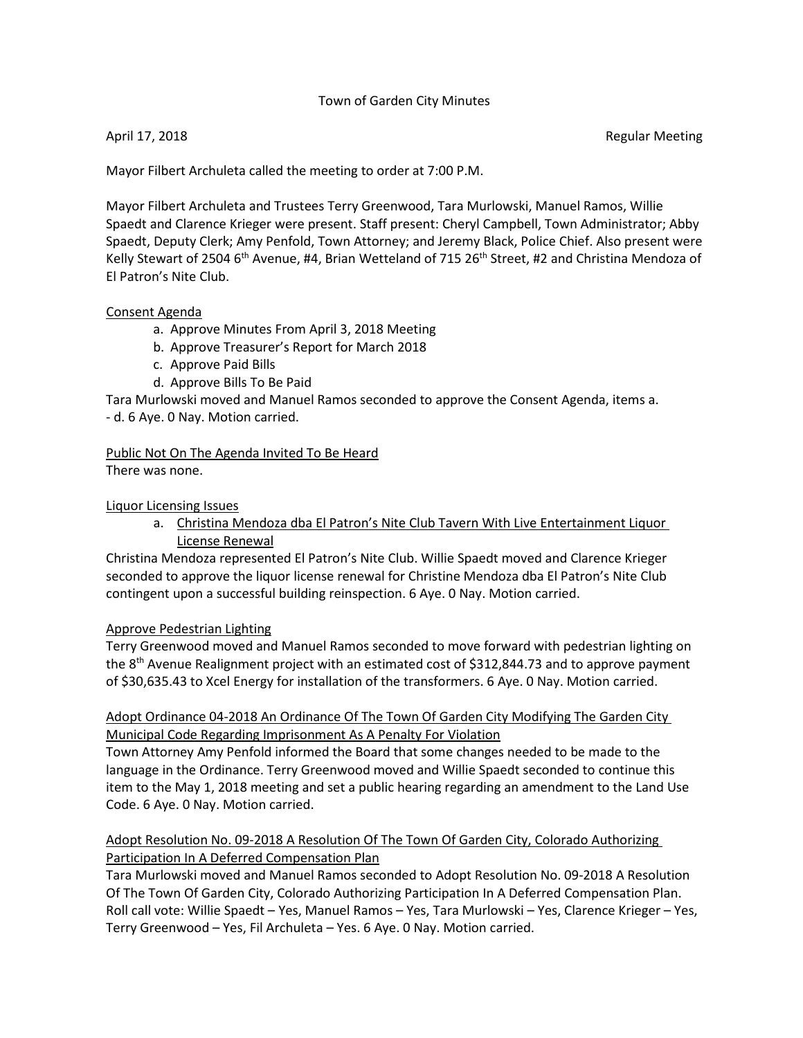Town of Garden City Minutes

April 17, 2018 Regular Meeting

Mayor Filbert Archuleta called the meeting to order at 7:00 P.M.

Mayor Filbert Archuleta and Trustees Terry Greenwood, Tara Murlowski, Manuel Ramos, Willie Spaedt and Clarence Krieger were present. Staff present: Cheryl Campbell, Town Administrator; Abby Spaedt, Deputy Clerk; Amy Penfold, Town Attorney; and Jeremy Black, Police Chief. Also present were Kelly Stewart of 2504 6th Avenue, #4, Brian Wetteland of 715 26th Street, #2 and Christina Mendoza of El Patron's Nite Club.

<u>Consent Agenda</u>

a. Approve Minutes From April 3, 2018 Meeting
b. Approve Treasurer's Report for March 2018
c. Approve Paid Bills
d. Approve Bills To Be Paid

Tara Murlowski moved and Manuel Ramos seconded to approve the Consent Agenda, items a. - d. 6 Aye. 0 Nay. Motion carried.

<u>Public Not On The Agenda Invited To Be Heard</u>

There was none.

<u>Liquor Licensing Issues</u>

a. <u>Christina Mendoza dba El Patron's Nite Club Tavern With Live Entertainment Liquor License Renewal</u>

Christina Mendoza represented El Patron's Nite Club. Willie Spaedt moved and Clarence Krieger seconded to approve the liquor license renewal for Christine Mendoza dba El Patron's Nite Club contingent upon a successful building reinspection. 6 Aye. 0 Nay. Motion carried.

<u>Approve Pedestrian Lighting</u>

Terry Greenwood moved and Manuel Ramos seconded to move forward with pedestrian lighting on the 8th Avenue Realignment project with an estimated cost of $312,844.73 and to approve payment of $30,635.43 to Xcel Energy for installation of the transformers. 6 Aye. 0 Nay. Motion carried.

<u>Adopt Ordinance 04-2018 An Ordinance Of The Town Of Garden City Modifying The Garden City Municipal Code Regarding Imprisonment As A Penalty For Violation</u>

Town Attorney Amy Penfold informed the Board that some changes needed to be made to the language in the Ordinance. Terry Greenwood moved and Willie Spaedt seconded to continue this item to the May 1, 2018 meeting and set a public hearing regarding an amendment to the Land Use Code. 6 Aye. 0 Nay. Motion carried.

<u>Adopt Resolution No. 09-2018 A Resolution Of The Town Of Garden City, Colorado Authorizing Participation In A Deferred Compensation Plan</u>

Tara Murlowski moved and Manuel Ramos seconded to Adopt Resolution No. 09-2018 A Resolution Of The Town Of Garden City, Colorado Authorizing Participation In A Deferred Compensation Plan. Roll call vote: Willie Spaedt – Yes, Manuel Ramos – Yes, Tara Murlowski – Yes, Clarence Krieger – Yes, Terry Greenwood – Yes, Fil Archuleta – Yes. 6 Aye. 0 Nay. Motion carried.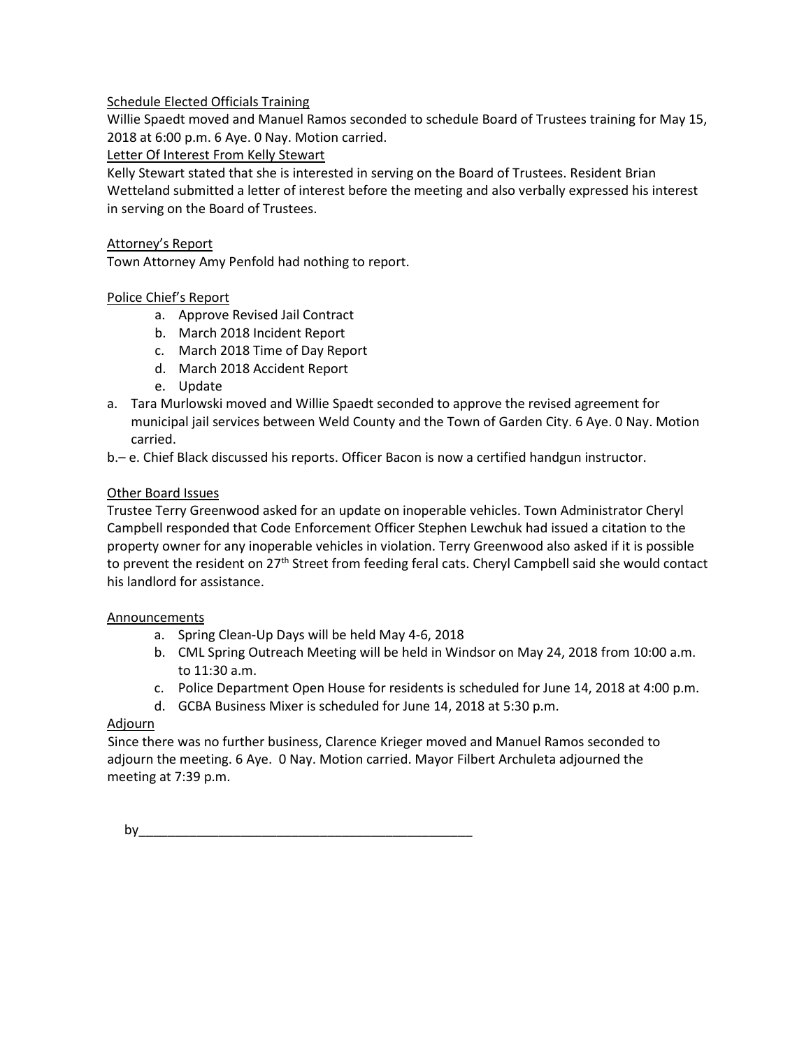Schedule Elected Officials Training

Willie Spaedt moved and Manuel Ramos seconded to schedule Board of Trustees training for May 15, 2018 at 6:00 p.m. 6 Aye. 0 Nay. Motion carried.

Letter Of Interest From Kelly Stewart

Kelly Stewart stated that she is interested in serving on the Board of Trustees. Resident Brian Wetteland submitted a letter of interest before the meeting and also verbally expressed his interest in serving on the Board of Trustees.

Attorney's Report

Town Attorney Amy Penfold had nothing to report.

Police Chief's Report

a. Approve Revised Jail Contract
b. March 2018 Incident Report
c. March 2018 Time of Day Report
d. March 2018 Accident Report
e. Update

a. Tara Murlowski moved and Willie Spaedt seconded to approve the revised agreement for municipal jail services between Weld County and the Town of Garden City. 6 Aye. 0 Nay. Motion carried.

b.– e. Chief Black discussed his reports. Officer Bacon is now a certified handgun instructor.

Other Board Issues

Trustee Terry Greenwood asked for an update on inoperable vehicles. Town Administrator Cheryl Campbell responded that Code Enforcement Officer Stephen Lewchuk had issued a citation to the property owner for any inoperable vehicles in violation. Terry Greenwood also asked if it is possible to prevent the resident on 27th Street from feeding feral cats. Cheryl Campbell said she would contact his landlord for assistance.

Announcements

a. Spring Clean-Up Days will be held May 4-6, 2018
b. CML Spring Outreach Meeting will be held in Windsor on May 24, 2018 from 10:00 a.m. to 11:30 a.m.
c. Police Department Open House for residents is scheduled for June 14, 2018 at 4:00 p.m.
d. GCBA Business Mixer is scheduled for June 14, 2018 at 5:30 p.m.

Adjourn

Since there was no further business, Clarence Krieger moved and Manuel Ramos seconded to adjourn the meeting. 6 Aye. 0 Nay. Motion carried. Mayor Filbert Archuleta adjourned the meeting at 7:39 p.m.

by_______________________________________________